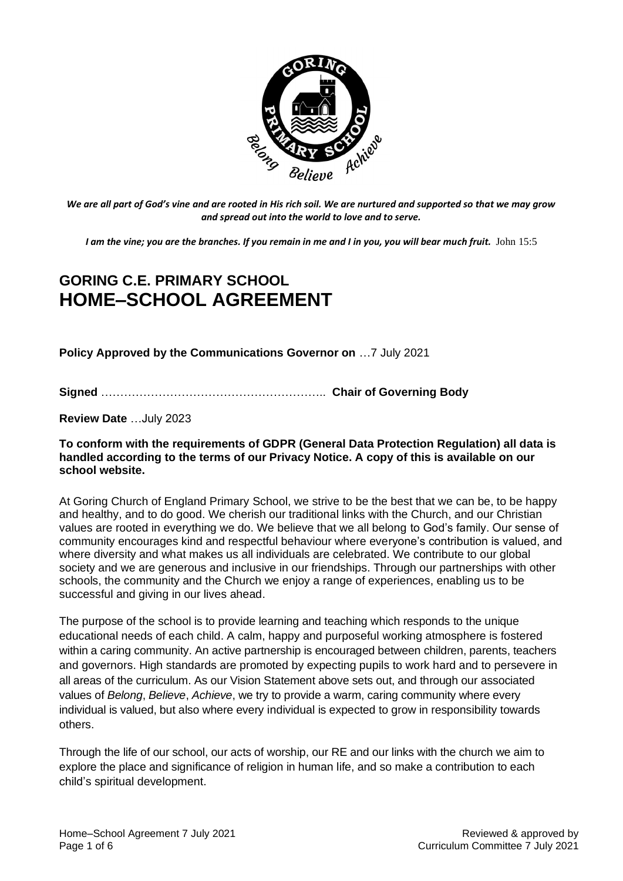*We are all part of God's vine and are rooted in His rich soil. We are nurtured and supported so that we may grow and spread out into the world to love and to serve.*

***I am the vine; you are the branches. If you remain in me and I in you, you will bear much fruit.*** John 15:5

# GORING C.E. PRIMARY SCHOOL
# HOME–SCHOOL AGREEMENT

**Policy Approved by the Communications Governor on** …7 July 2021

**Signed** ………………………………………………….. **Chair of Governing Body**

**Review Date** …July 2023

**To conform with the requirements of GDPR (General Data Protection Regulation) all data is handled according to the terms of our Privacy Notice. A copy of this is available on our school website.**

At Goring Church of England Primary School, we strive to be the best that we can be, to be happy and healthy, and to do good. We cherish our traditional links with the Church, and our Christian values are rooted in everything we do. We believe that we all belong to God's family. Our sense of community encourages kind and respectful behaviour where everyone's contribution is valued, and where diversity and what makes us all individuals are celebrated. We contribute to our global society and we are generous and inclusive in our friendships. Through our partnerships with other schools, the community and the Church we enjoy a range of experiences, enabling us to be successful and giving in our lives ahead.

The purpose of the school is to provide learning and teaching which responds to the unique educational needs of each child. A calm, happy and purposeful working atmosphere is fostered within a caring community. An active partnership is encouraged between children, parents, teachers and governors. High standards are promoted by expecting pupils to work hard and to persevere in all areas of the curriculum. As our Vision Statement above sets out, and through our associated values of *Belong*, *Believe*, *Achieve*, we try to provide a warm, caring community where every individual is valued, but also where every individual is expected to grow in responsibility towards others.

Through the life of our school, our acts of worship, our RE and our links with the church we aim to explore the place and significance of religion in human life, and so make a contribution to each child's spiritual development.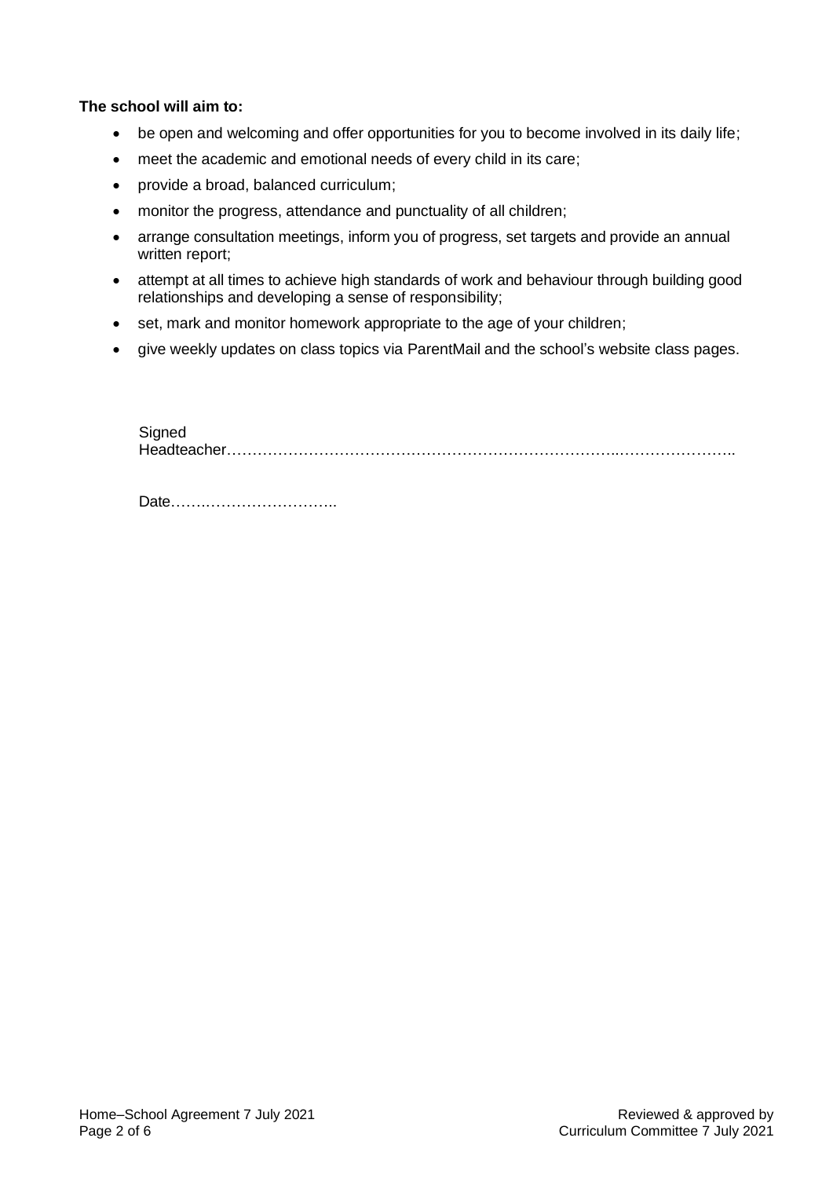**The school will aim to:**

- be open and welcoming and offer opportunities for you to become involved in its daily life;
- meet the academic and emotional needs of every child in its care;
- provide a broad, balanced curriculum;
- monitor the progress, attendance and punctuality of all children;
- arrange consultation meetings, inform you of progress, set targets and provide an annual written report;
- attempt at all times to achieve high standards of work and behaviour through building good relationships and developing a sense of responsibility;
- set, mark and monitor homework appropriate to the age of your children;
- give weekly updates on class topics via ParentMail and the school's website class pages.

Signed
Headteacher……………………………………………………………………..……………………..

Date……..……………………..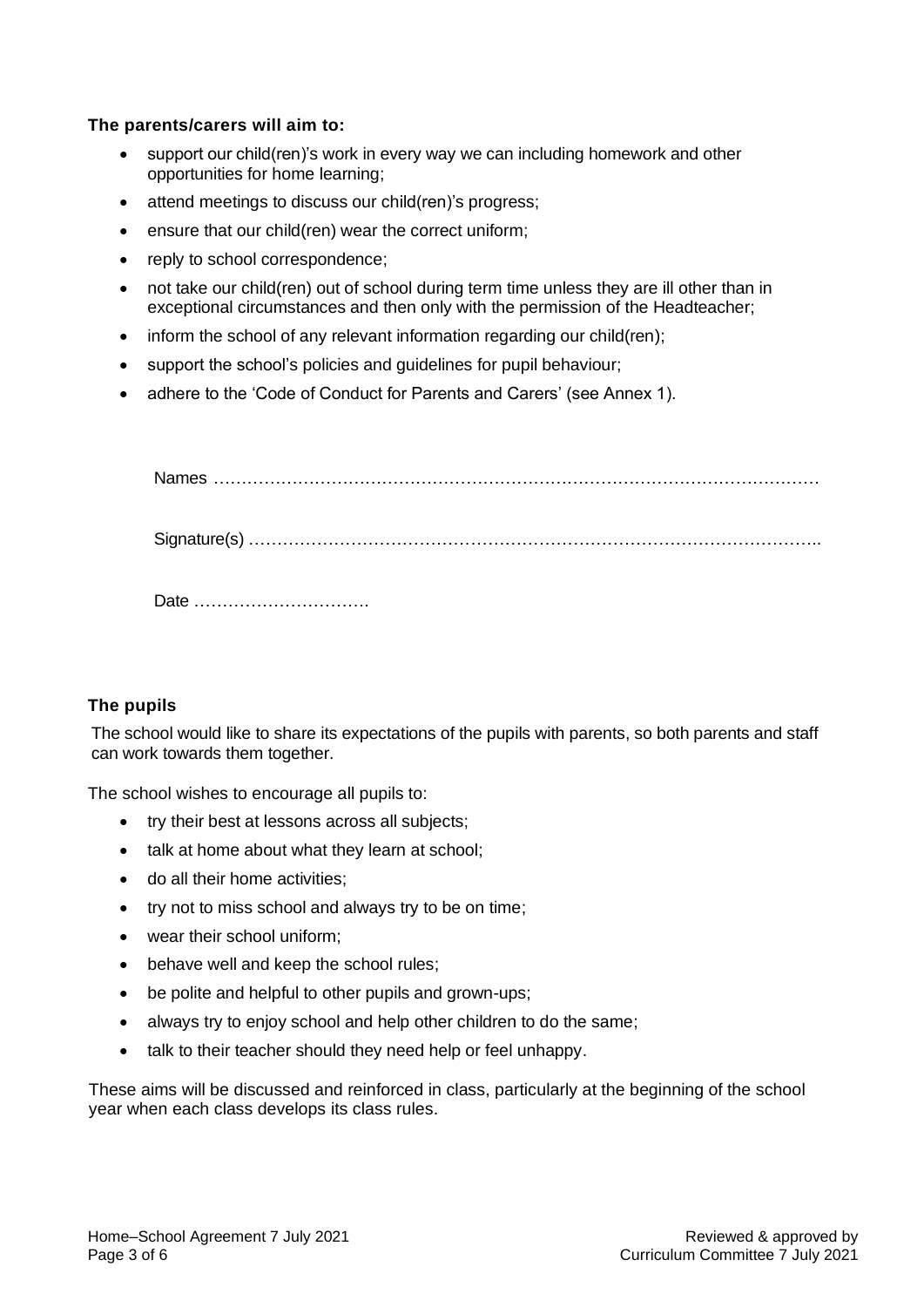**The parents/carers will aim to:**

- support our child(ren)'s work in every way we can including homework and other opportunities for home learning;
- attend meetings to discuss our child(ren)'s progress;
- ensure that our child(ren) wear the correct uniform;
- reply to school correspondence;
- not take our child(ren) out of school during term time unless they are ill other than in exceptional circumstances and then only with the permission of the Headteacher;
- inform the school of any relevant information regarding our child(ren);
- support the school's policies and guidelines for pupil behaviour;
- adhere to the 'Code of Conduct for Parents and Carers' (see Annex 1).

Names ……………………………………………………………………………………………

Signature(s) ………………………………………………………………………………………..

Date ………………………….

### The pupils

The school would like to share its expectations of the pupils with parents, so both parents and staff can work towards them together.

The school wishes to encourage all pupils to:

- try their best at lessons across all subjects;
- talk at home about what they learn at school;
- do all their home activities;
- try not to miss school and always try to be on time;
- wear their school uniform;
- behave well and keep the school rules;
- be polite and helpful to other pupils and grown-ups;
- always try to enjoy school and help other children to do the same;
- talk to their teacher should they need help or feel unhappy.

These aims will be discussed and reinforced in class, particularly at the beginning of the school year when each class develops its class rules.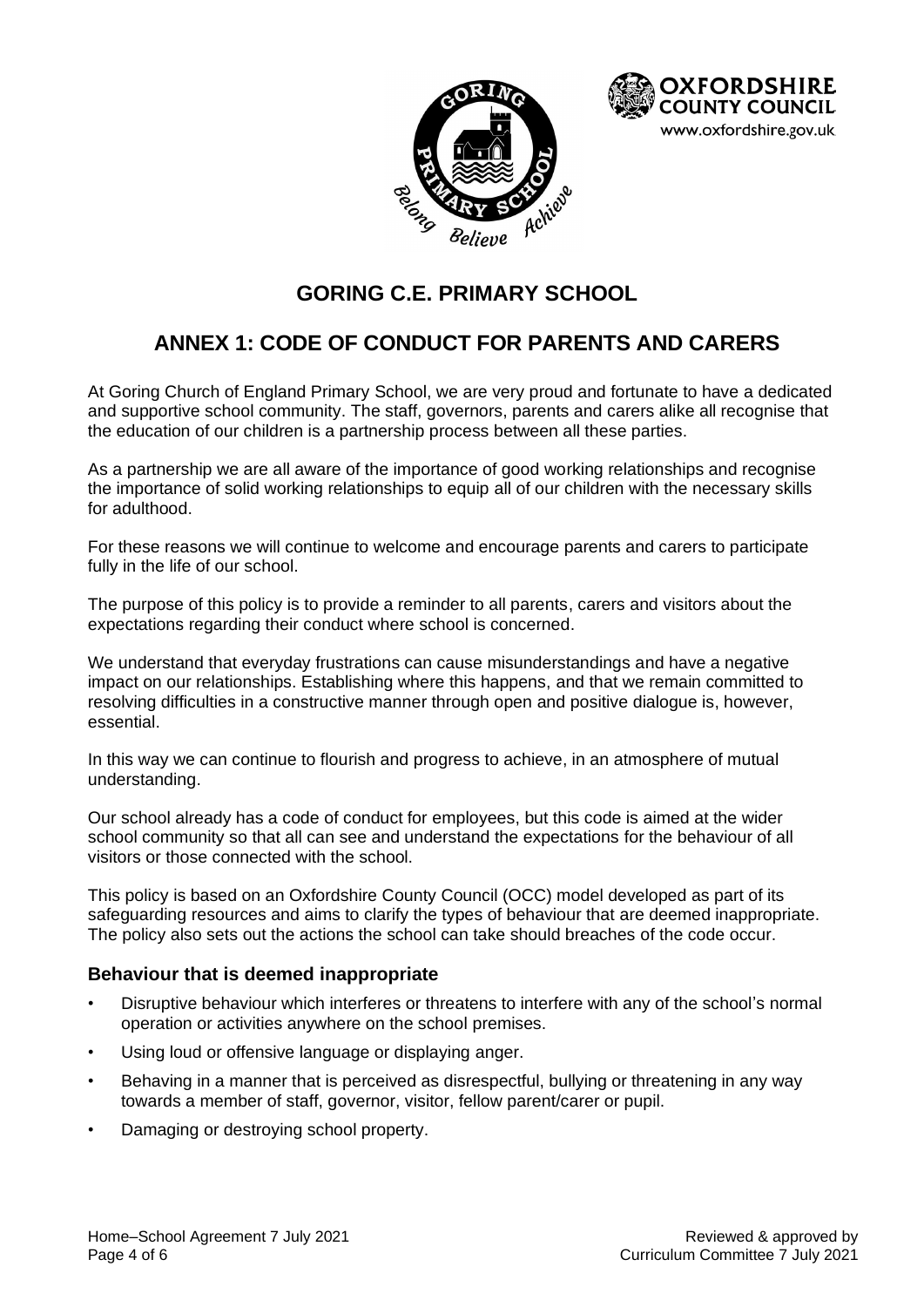# GORING C.E. PRIMARY SCHOOL

## ANNEX 1: CODE OF CONDUCT FOR PARENTS AND CARERS

At Goring Church of England Primary School, we are very proud and fortunate to have a dedicated and supportive school community. The staff, governors, parents and carers alike all recognise that the education of our children is a partnership process between all these parties.

As a partnership we are all aware of the importance of good working relationships and recognise the importance of solid working relationships to equip all of our children with the necessary skills for adulthood.

For these reasons we will continue to welcome and encourage parents and carers to participate fully in the life of our school.

The purpose of this policy is to provide a reminder to all parents, carers and visitors about the expectations regarding their conduct where school is concerned.

We understand that everyday frustrations can cause misunderstandings and have a negative impact on our relationships. Establishing where this happens, and that we remain committed to resolving difficulties in a constructive manner through open and positive dialogue is, however, essential.

In this way we can continue to flourish and progress to achieve, in an atmosphere of mutual understanding.

Our school already has a code of conduct for employees, but this code is aimed at the wider school community so that all can see and understand the expectations for the behaviour of all visitors or those connected with the school.

This policy is based on an Oxfordshire County Council (OCC) model developed as part of its safeguarding resources and aims to clarify the types of behaviour that are deemed inappropriate. The policy also sets out the actions the school can take should breaches of the code occur.

### Behaviour that is deemed inappropriate

- Disruptive behaviour which interferes or threatens to interfere with any of the school's normal operation or activities anywhere on the school premises.
- Using loud or offensive language or displaying anger.
- Behaving in a manner that is perceived as disrespectful, bullying or threatening in any way towards a member of staff, governor, visitor, fellow parent/carer or pupil.
- Damaging or destroying school property.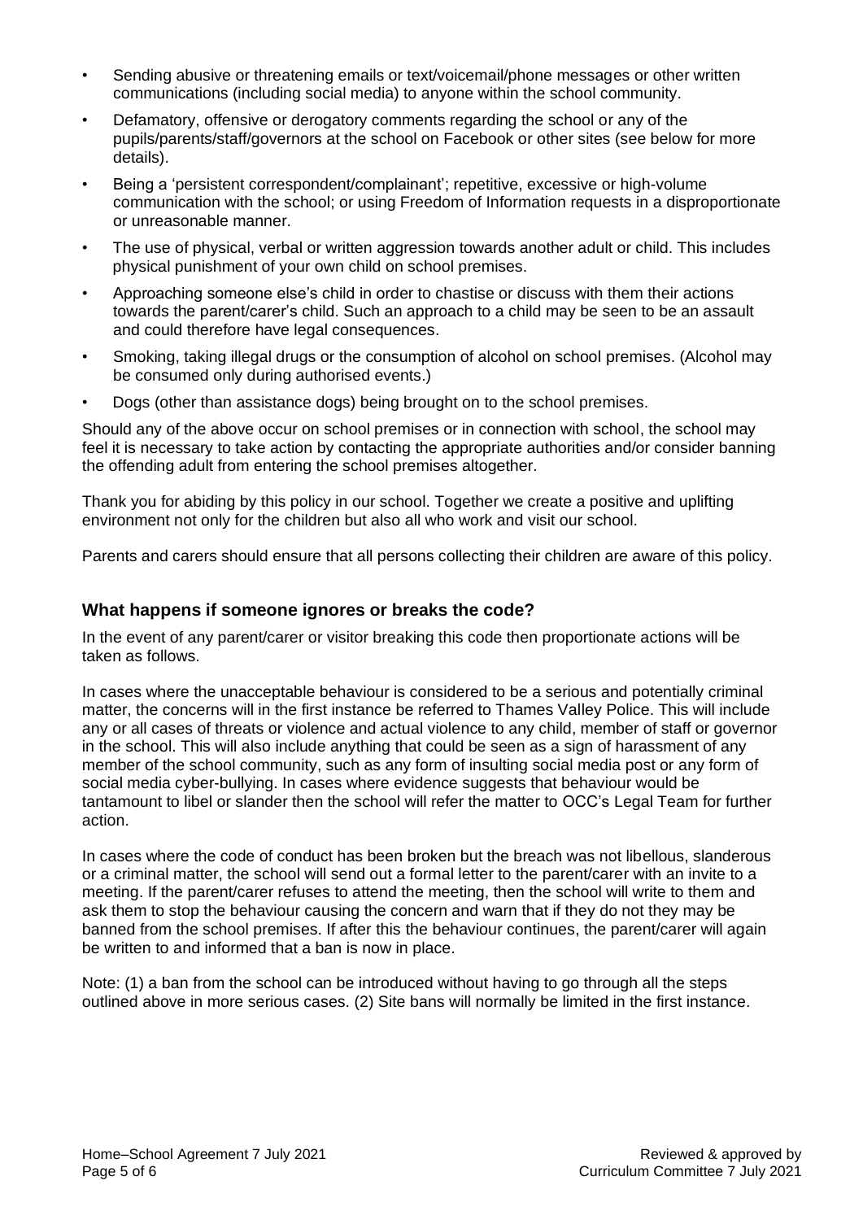- Sending abusive or threatening emails or text/voicemail/phone messages or other written communications (including social media) to anyone within the school community.
- Defamatory, offensive or derogatory comments regarding the school or any of the pupils/parents/staff/governors at the school on Facebook or other sites (see below for more details).
- Being a 'persistent correspondent/complainant'; repetitive, excessive or high-volume communication with the school; or using Freedom of Information requests in a disproportionate or unreasonable manner.
- The use of physical, verbal or written aggression towards another adult or child. This includes physical punishment of your own child on school premises.
- Approaching someone else's child in order to chastise or discuss with them their actions towards the parent/carer's child. Such an approach to a child may be seen to be an assault and could therefore have legal consequences.
- Smoking, taking illegal drugs or the consumption of alcohol on school premises. (Alcohol may be consumed only during authorised events.)
- Dogs (other than assistance dogs) being brought on to the school premises.

Should any of the above occur on school premises or in connection with school, the school may feel it is necessary to take action by contacting the appropriate authorities and/or consider banning the offending adult from entering the school premises altogether.

Thank you for abiding by this policy in our school. Together we create a positive and uplifting environment not only for the children but also all who work and visit our school.

Parents and carers should ensure that all persons collecting their children are aware of this policy.

### What happens if someone ignores or breaks the code?

In the event of any parent/carer or visitor breaking this code then proportionate actions will be taken as follows.

In cases where the unacceptable behaviour is considered to be a serious and potentially criminal matter, the concerns will in the first instance be referred to Thames Valley Police. This will include any or all cases of threats or violence and actual violence to any child, member of staff or governor in the school. This will also include anything that could be seen as a sign of harassment of any member of the school community, such as any form of insulting social media post or any form of social media cyber-bullying. In cases where evidence suggests that behaviour would be tantamount to libel or slander then the school will refer the matter to OCC's Legal Team for further action.

In cases where the code of conduct has been broken but the breach was not libellous, slanderous or a criminal matter, the school will send out a formal letter to the parent/carer with an invite to a meeting. If the parent/carer refuses to attend the meeting, then the school will write to them and ask them to stop the behaviour causing the concern and warn that if they do not they may be banned from the school premises. If after this the behaviour continues, the parent/carer will again be written to and informed that a ban is now in place.

Note: (1) a ban from the school can be introduced without having to go through all the steps outlined above in more serious cases. (2) Site bans will normally be limited in the first instance.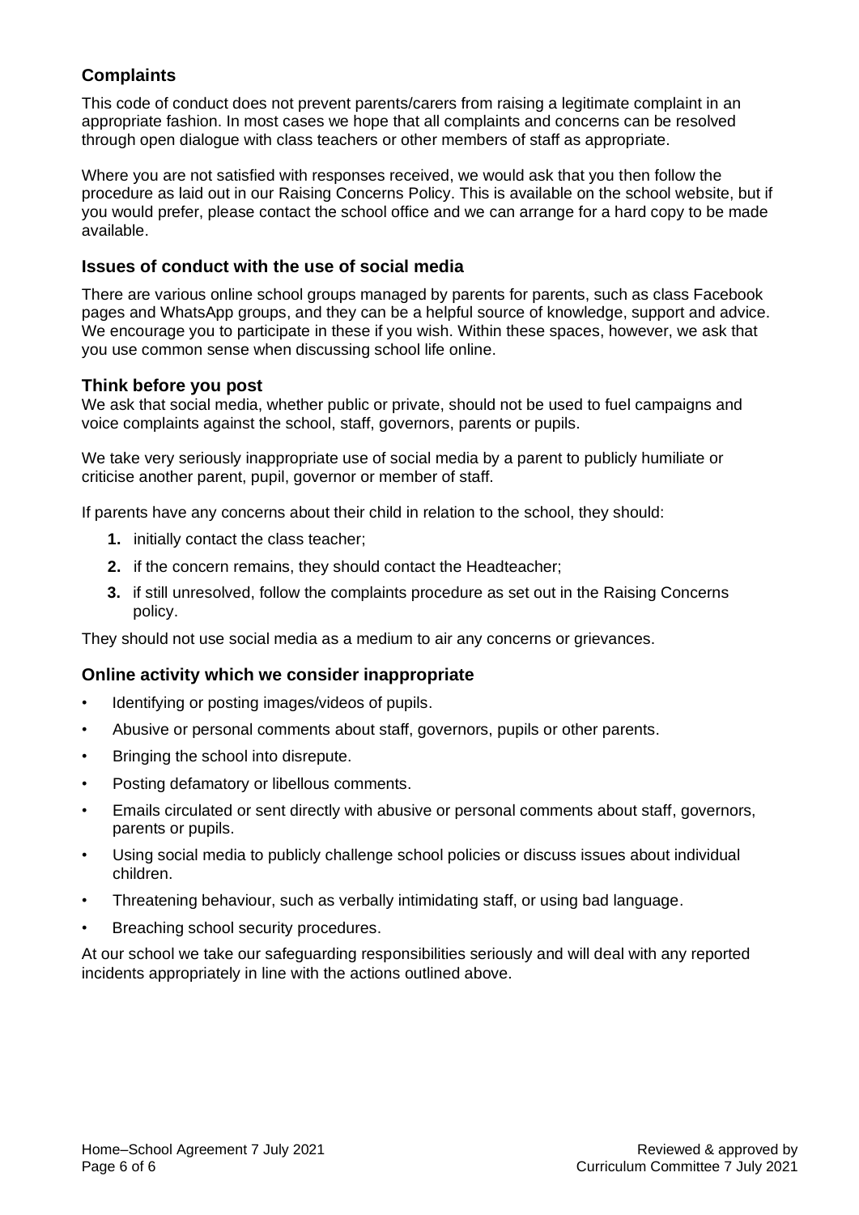## Complaints

This code of conduct does not prevent parents/carers from raising a legitimate complaint in an appropriate fashion. In most cases we hope that all complaints and concerns can be resolved through open dialogue with class teachers or other members of staff as appropriate.

Where you are not satisfied with responses received, we would ask that you then follow the procedure as laid out in our Raising Concerns Policy. This is available on the school website, but if you would prefer, please contact the school office and we can arrange for a hard copy to be made available.

### Issues of conduct with the use of social media

There are various online school groups managed by parents for parents, such as class Facebook pages and WhatsApp groups, and they can be a helpful source of knowledge, support and advice. We encourage you to participate in these if you wish. Within these spaces, however, we ask that you use common sense when discussing school life online.

### Think before you post

We ask that social media, whether public or private, should not be used to fuel campaigns and voice complaints against the school, staff, governors, parents or pupils.

We take very seriously inappropriate use of social media by a parent to publicly humiliate or criticise another parent, pupil, governor or member of staff.

If parents have any concerns about their child in relation to the school, they should:

1. initially contact the class teacher;
2. if the concern remains, they should contact the Headteacher;
3. if still unresolved, follow the complaints procedure as set out in the Raising Concerns policy.

They should not use social media as a medium to air any concerns or grievances.

### Online activity which we consider inappropriate

- Identifying or posting images/videos of pupils.
- Abusive or personal comments about staff, governors, pupils or other parents.
- Bringing the school into disrepute.
- Posting defamatory or libellous comments.
- Emails circulated or sent directly with abusive or personal comments about staff, governors, parents or pupils.
- Using social media to publicly challenge school policies or discuss issues about individual children.
- Threatening behaviour, such as verbally intimidating staff, or using bad language.
- Breaching school security procedures.

At our school we take our safeguarding responsibilities seriously and will deal with any reported incidents appropriately in line with the actions outlined above.